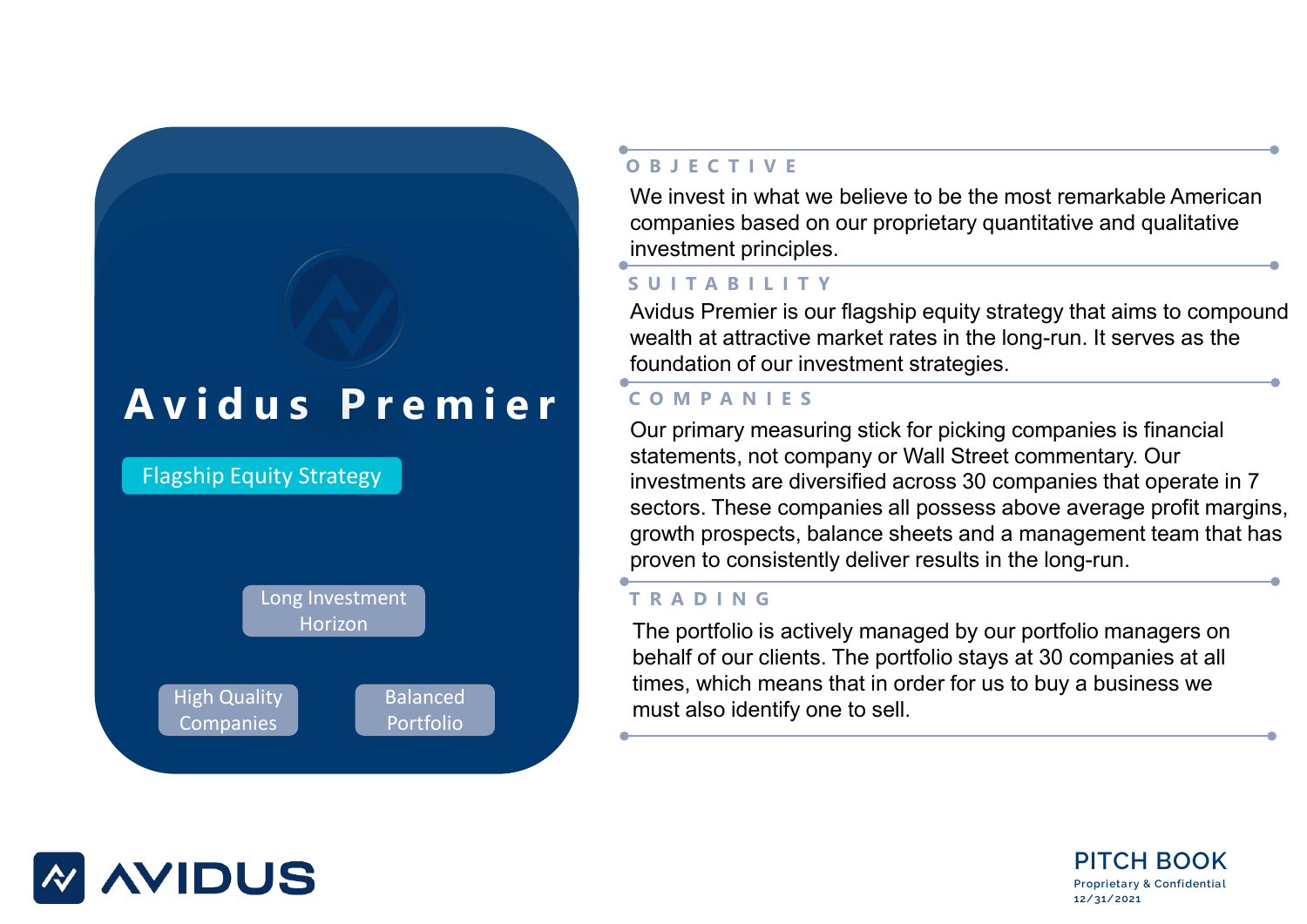# Avidus Premier

**Flagship Equity Strategy**

Long Investment Horizon

High Quality Companies

Balanced Portfolio

## OBJECTIVE

We invest in what we believe to be the most remarkable American companies based on our proprietary quantitative and qualitative investment principles.

## SUITABILITY

Avidus Premier is our flagship equity strategy that aims to compound wealth at attractive market rates in the long-run. It serves as the foundation of our investment strategies.

## COMPANIES

Our primary measuring stick for picking companies is financial statements, not company or Wall Street commentary. Our investments are diversified across 30 companies that operate in 7 sectors. These companies all possess above average profit margins, growth prospects, balance sheets and a management team that has proven to consistently deliver results in the long-run.

## TRADING

The portfolio is actively managed by our portfolio managers on behalf of our clients. The portfolio stays at 30 companies at all times, which means that in order for us to buy a business we must also identify one to sell.

AVIDUS

PITCH BOOK
Proprietary & Confidential
12/31/2021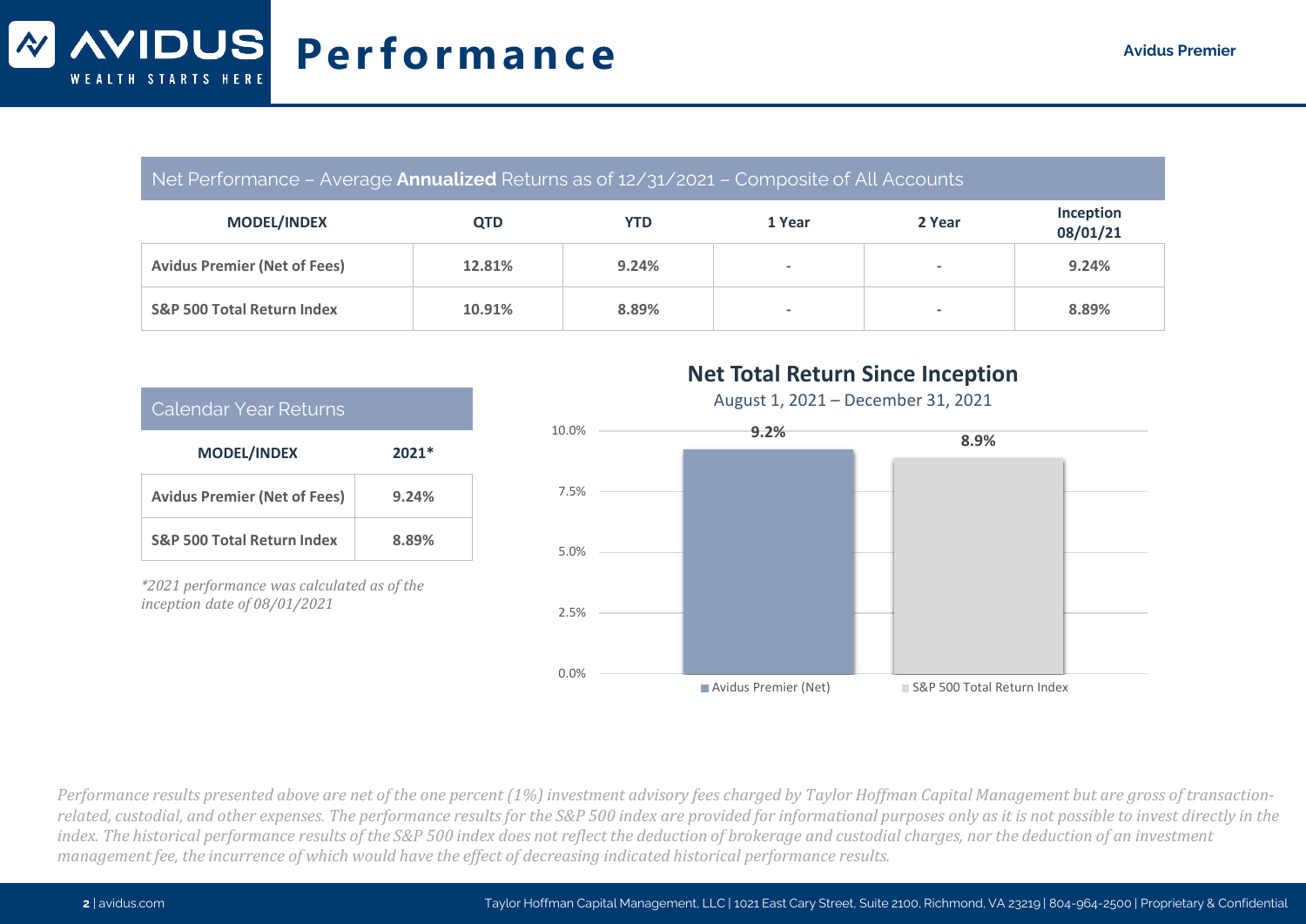# Performance

Avidus Premier

Net Performance – Average **Annualized** Returns as of 12/31/2021 – Composite of All Accounts

| MODEL/INDEX | QTD | YTD | 1 Year | 2 Year | Inception 08/01/21 |
|---|---|---|---|---|---|
| Avidus Premier (Net of Fees) | 12.81% | 9.24% | - | - | 9.24% |
| S&P 500 Total Return Index | 10.91% | 8.89% | - | - | 8.89% |

Calendar Year Returns

| MODEL/INDEX | 2021* |
|---|---|
| Avidus Premier (Net of Fees) | 9.24% |
| S&P 500 Total Return Index | 8.89% |

*\*2021 performance was calculated as of the inception date of 08/01/2021*

**Net Total Return Since Inception**

August 1, 2021 – December 31, 2021

| | Avidus Premier (Net) | S&P 500 Total Return Index |
|---|---|---|
| Net Total Return | 9.2% | 8.9% |

*Performance results presented above are net of the one percent (1%) investment advisory fees charged by Taylor Hoffman Capital Management but are gross of transaction-related, custodial, and other expenses. The performance results for the S&P 500 index are provided for informational purposes only as it is not possible to invest directly in the index. The historical performance results of the S&P 500 index does not reflect the deduction of brokerage and custodial charges, nor the deduction of an investment management fee, the incurrence of which would have the effect of decreasing indicated historical performance results.*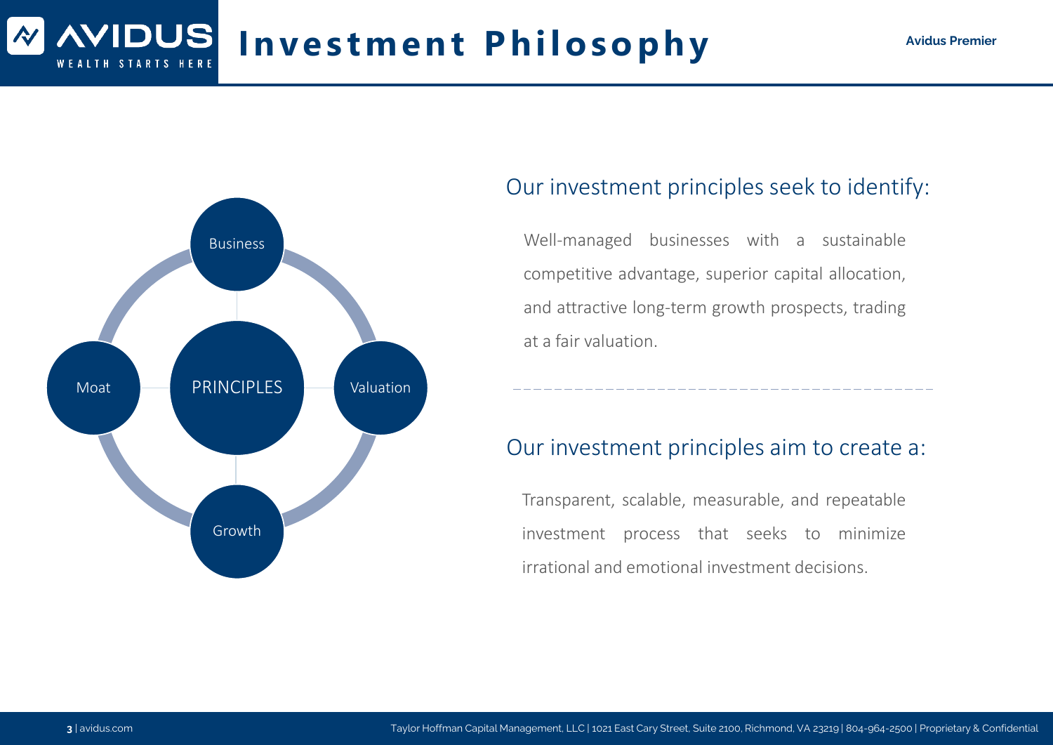# Investment Philosophy

Avidus Premier

PRINCIPLES

- Business
- Valuation
- Growth
- Moat

## Our investment principles seek to identify:

Well-managed businesses with a sustainable competitive advantage, superior capital allocation, and attractive long-term growth prospects, trading at a fair valuation.

## Our investment principles aim to create a:

Transparent, scalable, measurable, and repeatable investment process that seeks to minimize irrational and emotional investment decisions.

avidus.com

Taylor Hoffman Capital Management, LLC | 1021 East Cary Street, Suite 2100, Richmond, VA 23219 | 804-964-2500 | Proprietary & Confidential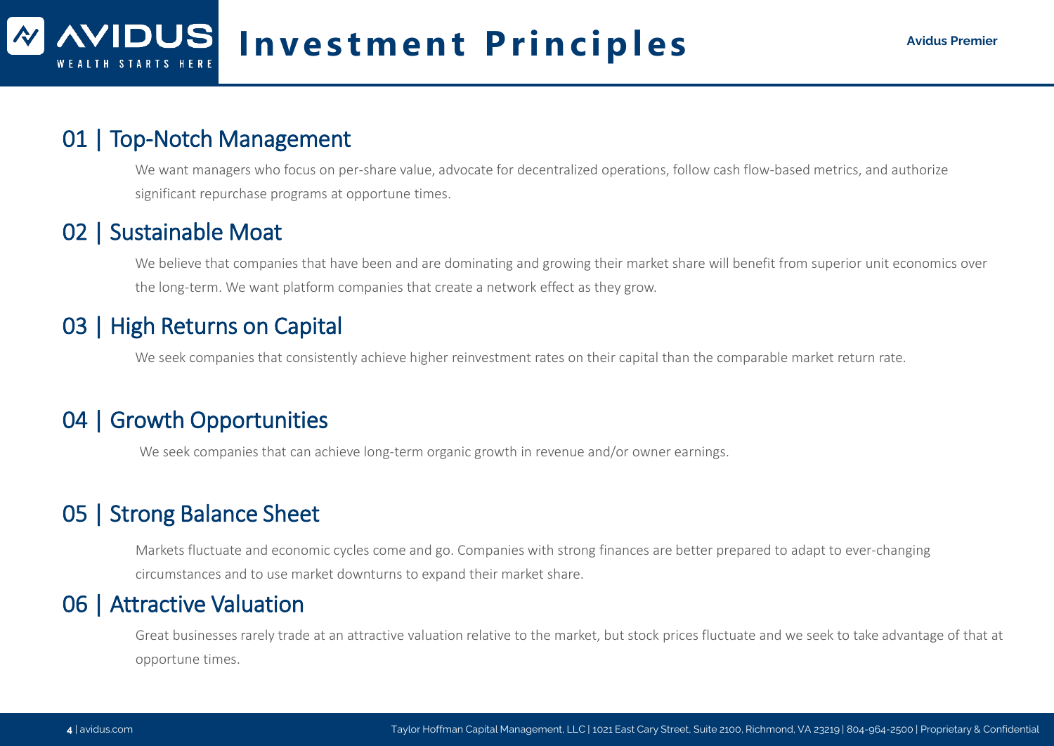# Investment Principles

## 01 | Top-Notch Management

We want managers who focus on per-share value, advocate for decentralized operations, follow cash flow-based metrics, and authorize significant repurchase programs at opportune times.

## 02 | Sustainable Moat

We believe that companies that have been and are dominating and growing their market share will benefit from superior unit economics over the long-term. We want platform companies that create a network effect as they grow.

## 03 | High Returns on Capital

We seek companies that consistently achieve higher reinvestment rates on their capital than the comparable market return rate.

## 04 | Growth Opportunities

We seek companies that can achieve long-term organic growth in revenue and/or owner earnings.

## 05 | Strong Balance Sheet

Markets fluctuate and economic cycles come and go. Companies with strong finances are better prepared to adapt to ever-changing circumstances and to use market downturns to expand their market share.

## 06 | Attractive Valuation

Great businesses rarely trade at an attractive valuation relative to the market, but stock prices fluctuate and we seek to take advantage of that at opportune times.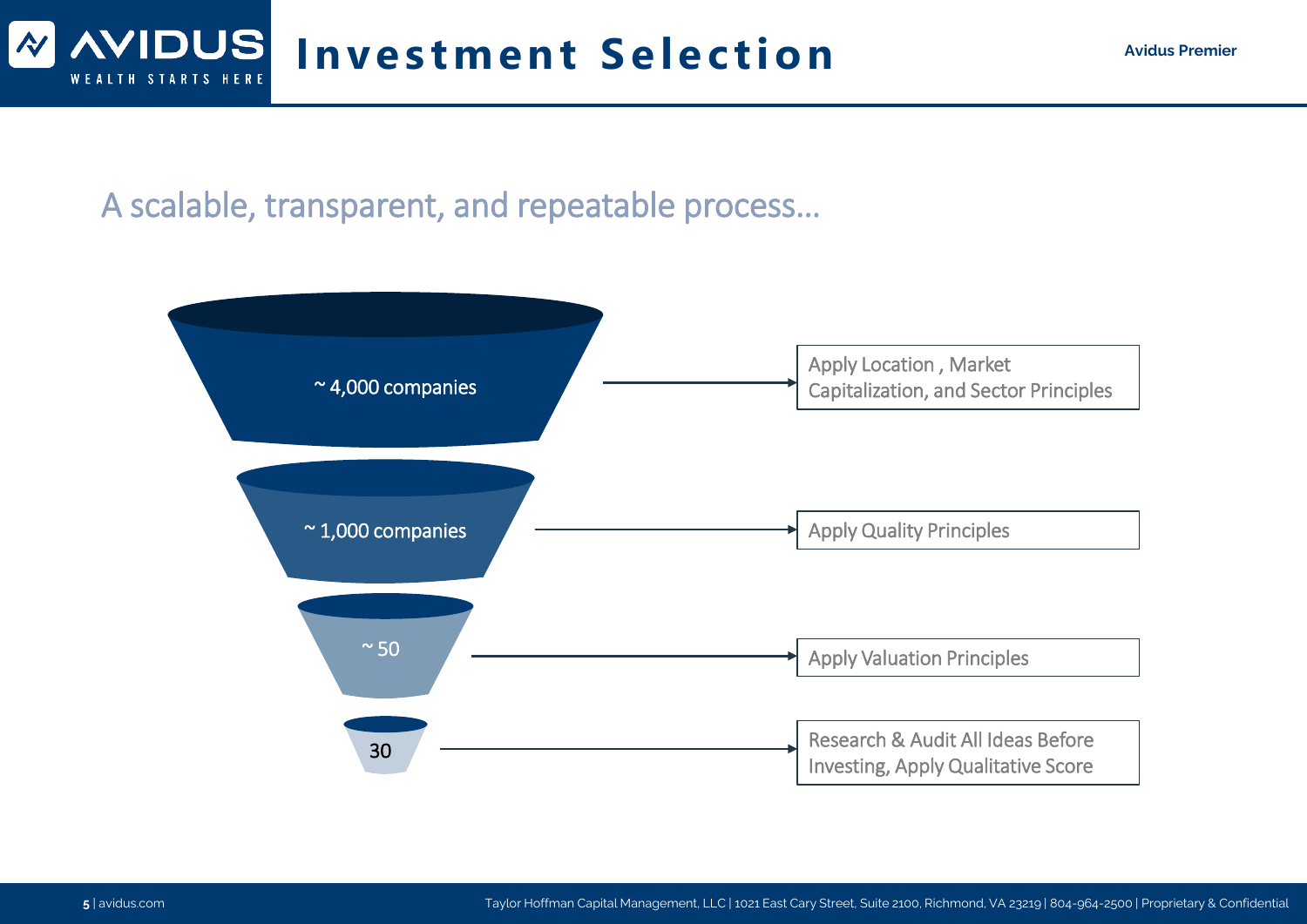# Investment Selection

Avidus Premier

## A scalable, transparent, and repeatable process…

| Funnel Stage | Process |
| --- | --- |
| ~ 4,000 companies | Apply Location , Market Capitalization, and Sector Principles |
| ~ 1,000 companies | Apply Quality Principles |
| ~ 50 | Apply Valuation Principles |
| 30 | Research & Audit All Ideas Before Investing, Apply Qualitative Score |

Taylor Hoffman Capital Management, LLC | 1021 East Cary Street, Suite 2100, Richmond, VA 23219 | 804-964-2500 | Proprietary & Confidential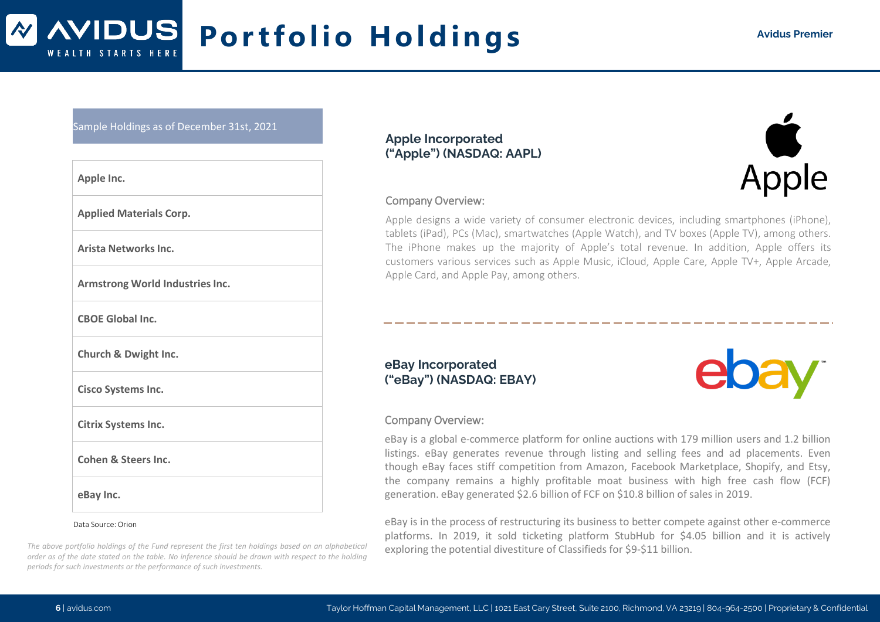# Portfolio Holdings

Avidus Premier

| Sample Holdings as of December 31st, 2021 |
|---|
| **Apple Inc.** |
| **Applied Materials Corp.** |
| **Arista Networks Inc.** |
| **Armstrong World Industries Inc.** |
| **CBOE Global Inc.** |
| **Church & Dwight Inc.** |
| **Cisco Systems Inc.** |
| **Citrix Systems Inc.** |
| **Cohen & Steers Inc.** |
| **eBay Inc.** |

Data Source: Orion

*The above portfolio holdings of the Fund represent the first ten holdings based on an alphabetical order as of the date stated on the table. No inference should be drawn with respect to the holding periods for such investments or the performance of such investments.*

### Apple Incorporated ("Apple") (NASDAQ: AAPL)

Company Overview:

Apple designs a wide variety of consumer electronic devices, including smartphones (iPhone), tablets (iPad), PCs (Mac), smartwatches (Apple Watch), and TV boxes (Apple TV), among others. The iPhone makes up the majority of Apple's total revenue. In addition, Apple offers its customers various services such as Apple Music, iCloud, Apple Care, Apple TV+, Apple Arcade, Apple Card, and Apple Pay, among others.

### eBay Incorporated ("eBay") (NASDAQ: EBAY)

Company Overview:

eBay is a global e-commerce platform for online auctions with 179 million users and 1.2 billion listings. eBay generates revenue through listing and selling fees and ad placements. Even though eBay faces stiff competition from Amazon, Facebook Marketplace, Shopify, and Etsy, the company remains a highly profitable moat business with high free cash flow (FCF) generation. eBay generated $2.6 billion of FCF on $10.8 billion of sales in 2019.

eBay is in the process of restructuring its business to better compete against other e-commerce platforms. In 2019, it sold ticketing platform StubHub for $4.05 billion and it is actively exploring the potential divestiture of Classifieds for $9-$11 billion.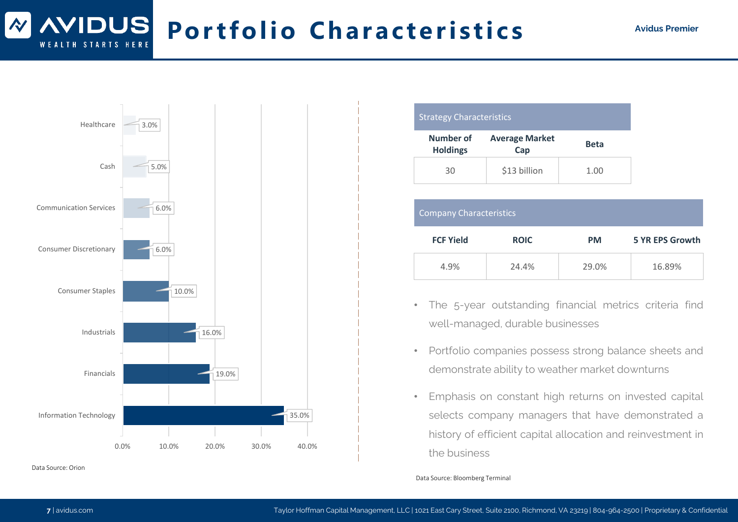# Portfolio Characteristics

Avidus Premier

| Sector | Weight |
|---|---|
| Healthcare | 3.0% |
| Cash | 5.0% |
| Communication Services | 6.0% |
| Consumer Discretionary | 6.0% |
| Consumer Staples | 10.0% |
| Industrials | 16.0% |
| Financials | 19.0% |
| Information Technology | 35.0% |

Data Source: Orion

**Strategy Characteristics**

| Number of Holdings | Average Market Cap | Beta |
|---|---|---|
| 30 | $13 billion | 1.00 |

**Company Characteristics**

| FCF Yield | ROIC | PM | 5 YR EPS Growth |
|---|---|---|---|
| 4.9% | 24.4% | 29.0% | 16.89% |

- The 5-year outstanding financial metrics criteria find well-managed, durable businesses
- Portfolio companies possess strong balance sheets and demonstrate ability to weather market downturns
- Emphasis on constant high returns on invested capital selects company managers that have demonstrated a history of efficient capital allocation and reinvestment in the business

Data Source: Bloomberg Terminal

avidus.com | Taylor Hoffman Capital Management, LLC | 1021 East Cary Street, Suite 2100, Richmond, VA 23219 | 804-964-2500 | Proprietary & Confidential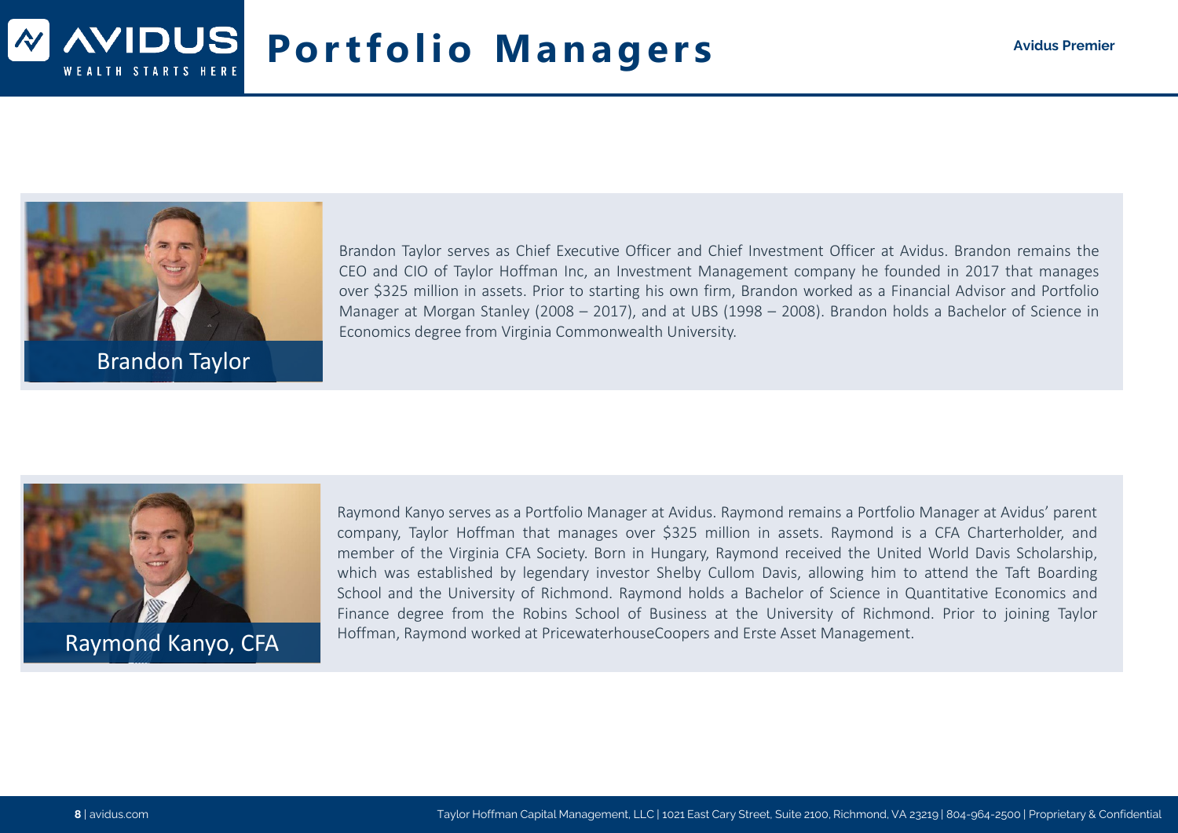# Portfolio Managers

Avidus Premier

## Brandon Taylor

Brandon Taylor serves as Chief Executive Officer and Chief Investment Officer at Avidus. Brandon remains the CEO and CIO of Taylor Hoffman Inc, an Investment Management company he founded in 2017 that manages over $325 million in assets. Prior to starting his own firm, Brandon worked as a Financial Advisor and Portfolio Manager at Morgan Stanley (2008 – 2017), and at UBS (1998 – 2008). Brandon holds a Bachelor of Science in Economics degree from Virginia Commonwealth University.

## Raymond Kanyo, CFA

Raymond Kanyo serves as a Portfolio Manager at Avidus. Raymond remains a Portfolio Manager at Avidus' parent company, Taylor Hoffman that manages over $325 million in assets. Raymond is a CFA Charterholder, and member of the Virginia CFA Society. Born in Hungary, Raymond received the United World Davis Scholarship, which was established by legendary investor Shelby Cullom Davis, allowing him to attend the Taft Boarding School and the University of Richmond. Raymond holds a Bachelor of Science in Quantitative Economics and Finance degree from the Robins School of Business at the University of Richmond. Prior to joining Taylor Hoffman, Raymond worked at PricewaterhouseCoopers and Erste Asset Management.

avidus.com

Taylor Hoffman Capital Management, LLC | 1021 East Cary Street, Suite 2100, Richmond, VA 23219 | 804-964-2500 | Proprietary & Confidential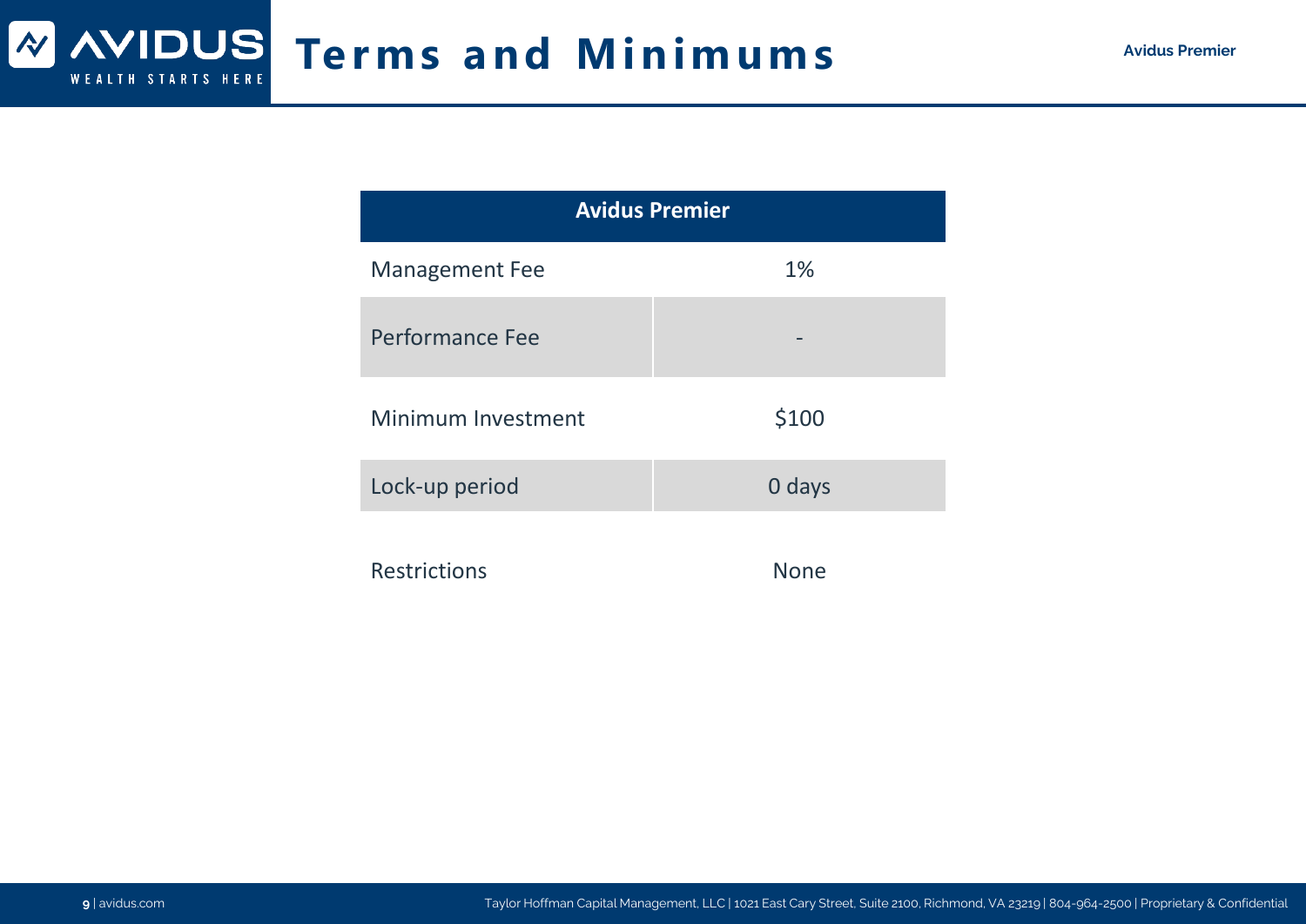# Terms and Minimums

| Avidus Premier | |
|---|---|
| Management Fee | 1% |
| Performance Fee | - |
| Minimum Investment | $100 |
| Lock-up period | 0 days |
| Restrictions | None |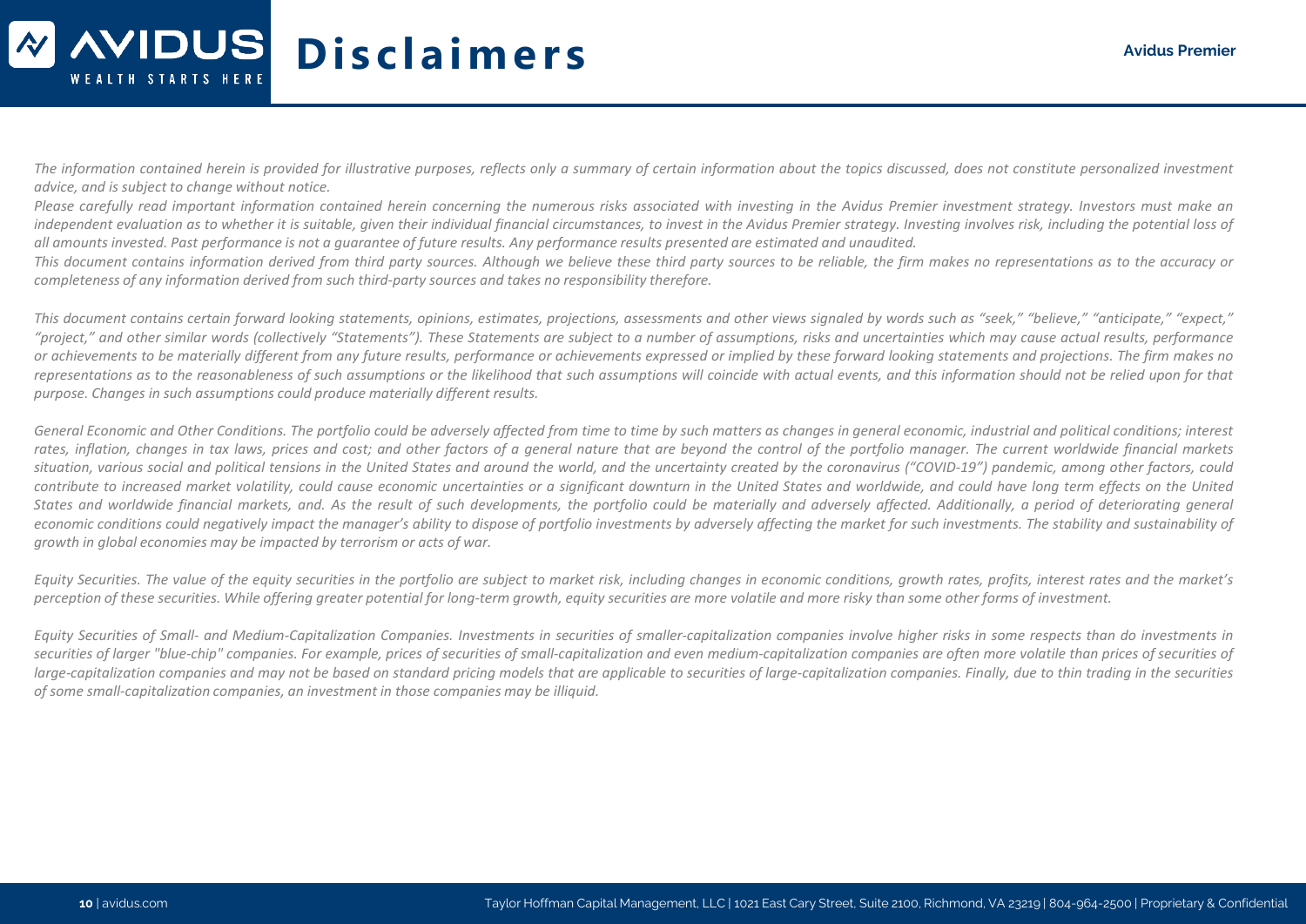# Disclaimers

*The information contained herein is provided for illustrative purposes, reflects only a summary of certain information about the topics discussed, does not constitute personalized investment advice, and is subject to change without notice.*

*Please carefully read important information contained herein concerning the numerous risks associated with investing in the Avidus Premier investment strategy. Investors must make an independent evaluation as to whether it is suitable, given their individual financial circumstances, to invest in the Avidus Premier strategy. Investing involves risk, including the potential loss of all amounts invested. Past performance is not a guarantee of future results. Any performance results presented are estimated and unaudited.*

*This document contains information derived from third party sources. Although we believe these third party sources to be reliable, the firm makes no representations as to the accuracy or completeness of any information derived from such third-party sources and takes no responsibility therefore.*

*This document contains certain forward looking statements, opinions, estimates, projections, assessments and other views signaled by words such as "seek," "believe," "anticipate," "expect," "project," and other similar words (collectively "Statements"). These Statements are subject to a number of assumptions, risks and uncertainties which may cause actual results, performance or achievements to be materially different from any future results, performance or achievements expressed or implied by these forward looking statements and projections. The firm makes no representations as to the reasonableness of such assumptions or the likelihood that such assumptions will coincide with actual events, and this information should not be relied upon for that purpose. Changes in such assumptions could produce materially different results.*

*General Economic and Other Conditions. The portfolio could be adversely affected from time to time by such matters as changes in general economic, industrial and political conditions; interest rates, inflation, changes in tax laws, prices and cost; and other factors of a general nature that are beyond the control of the portfolio manager. The current worldwide financial markets situation, various social and political tensions in the United States and around the world, and the uncertainty created by the coronavirus ("COVID-19") pandemic, among other factors, could contribute to increased market volatility, could cause economic uncertainties or a significant downturn in the United States and worldwide, and could have long term effects on the United States and worldwide financial markets, and. As the result of such developments, the portfolio could be materially and adversely affected. Additionally, a period of deteriorating general economic conditions could negatively impact the manager's ability to dispose of portfolio investments by adversely affecting the market for such investments. The stability and sustainability of growth in global economies may be impacted by terrorism or acts of war.*

*Equity Securities. The value of the equity securities in the portfolio are subject to market risk, including changes in economic conditions, growth rates, profits, interest rates and the market's perception of these securities. While offering greater potential for long-term growth, equity securities are more volatile and more risky than some other forms of investment.*

*Equity Securities of Small- and Medium-Capitalization Companies. Investments in securities of smaller-capitalization companies involve higher risks in some respects than do investments in securities of larger "blue-chip" companies. For example, prices of securities of small-capitalization and even medium-capitalization companies are often more volatile than prices of securities of large-capitalization companies and may not be based on standard pricing models that are applicable to securities of large-capitalization companies. Finally, due to thin trading in the securities of some small-capitalization companies, an investment in those companies may be illiquid.*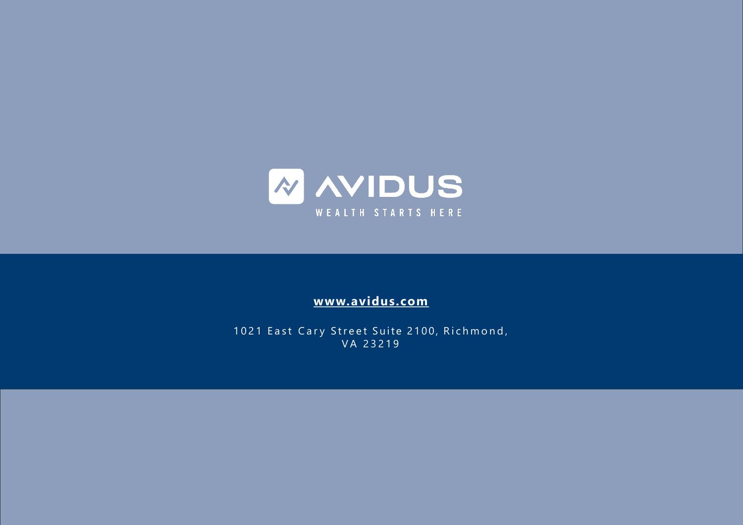AVIDUS

WEALTH STARTS HERE

**www.avidus.com**

1021 East Cary Street Suite 2100, Richmond, VA 23219